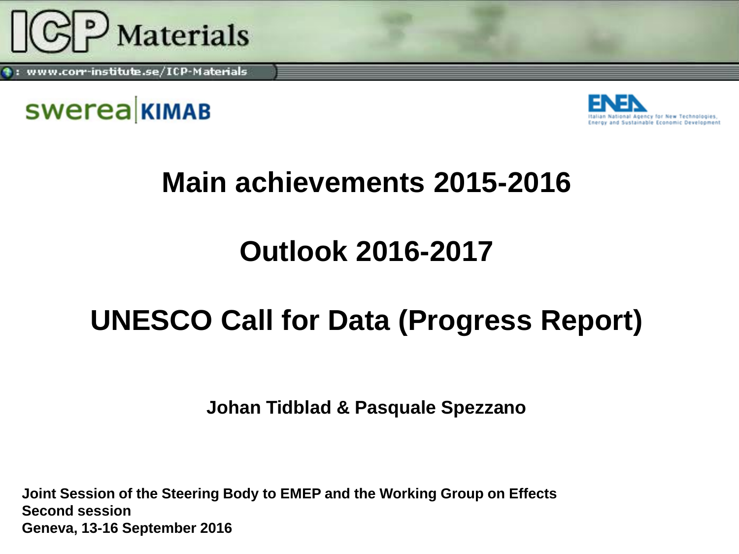ICP Materials

www.corr-institute.se/ICP-Materials

swerea KIMAB

ENEA Italian National Agency for New Technologies, Energy and Sustainable Economic Development

# Main achievements 2015-2016

# Outlook 2016-2017

# UNESCO Call for Data (Progress Report)

**Johan Tidblad & Pasquale Spezzano**

**Joint Session of the Steering Body to EMEP and the Working Group on Effects**
**Second session**
**Geneva, 13-16 September 2016**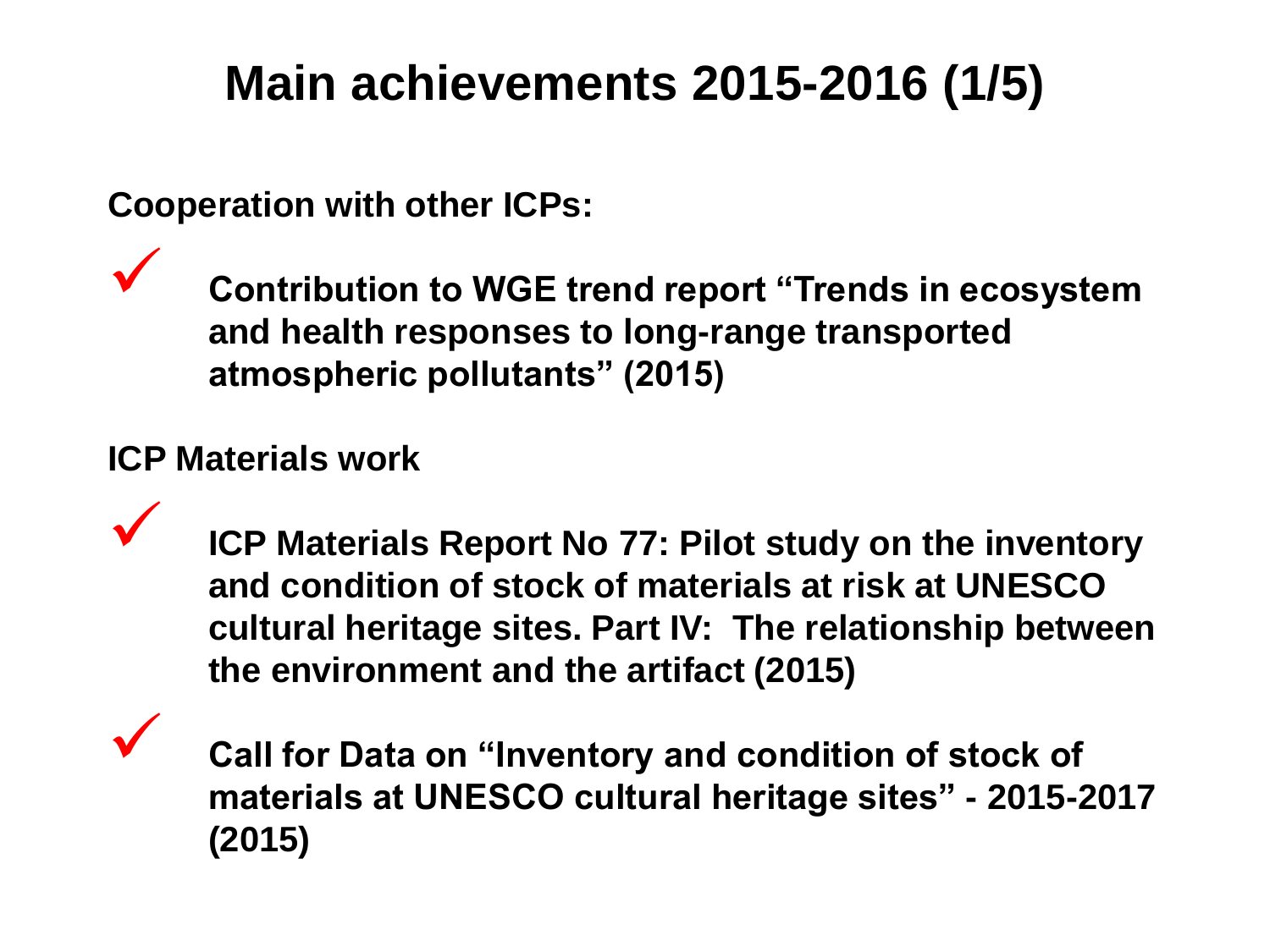# Main achievements 2015-2016 (1/5)

**Cooperation with other ICPs:**

- ✓ **Contribution to WGE trend report "Trends in ecosystem and health responses to long-range transported atmospheric pollutants" (2015)**

**ICP Materials work**

- ✓ **ICP Materials Report No 77: Pilot study on the inventory and condition of stock of materials at risk at UNESCO cultural heritage sites. Part IV: The relationship between the environment and the artifact (2015)**

- ✓ **Call for Data on "Inventory and condition of stock of materials at UNESCO cultural heritage sites" - 2015-2017 (2015)**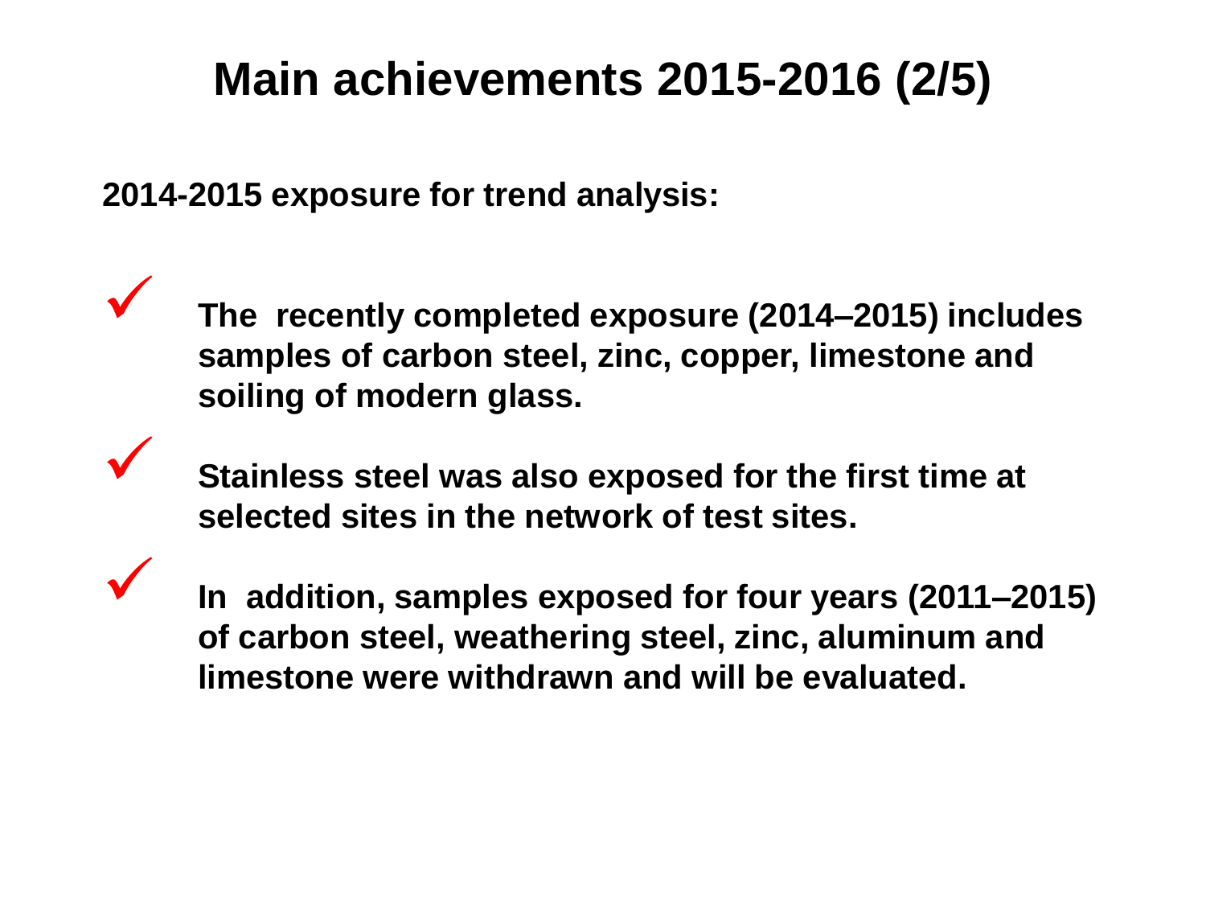# Main achievements 2015-2016 (2/5)

**2014-2015 exposure for trend analysis:**

- ✓ **The recently completed exposure (2014–2015) includes samples of carbon steel, zinc, copper, limestone and soiling of modern glass.**
- ✓ **Stainless steel was also exposed for the first time at selected sites in the network of test sites.**
- ✓ **In addition, samples exposed for four years (2011–2015) of carbon steel, weathering steel, zinc, aluminum and limestone were withdrawn and will be evaluated.**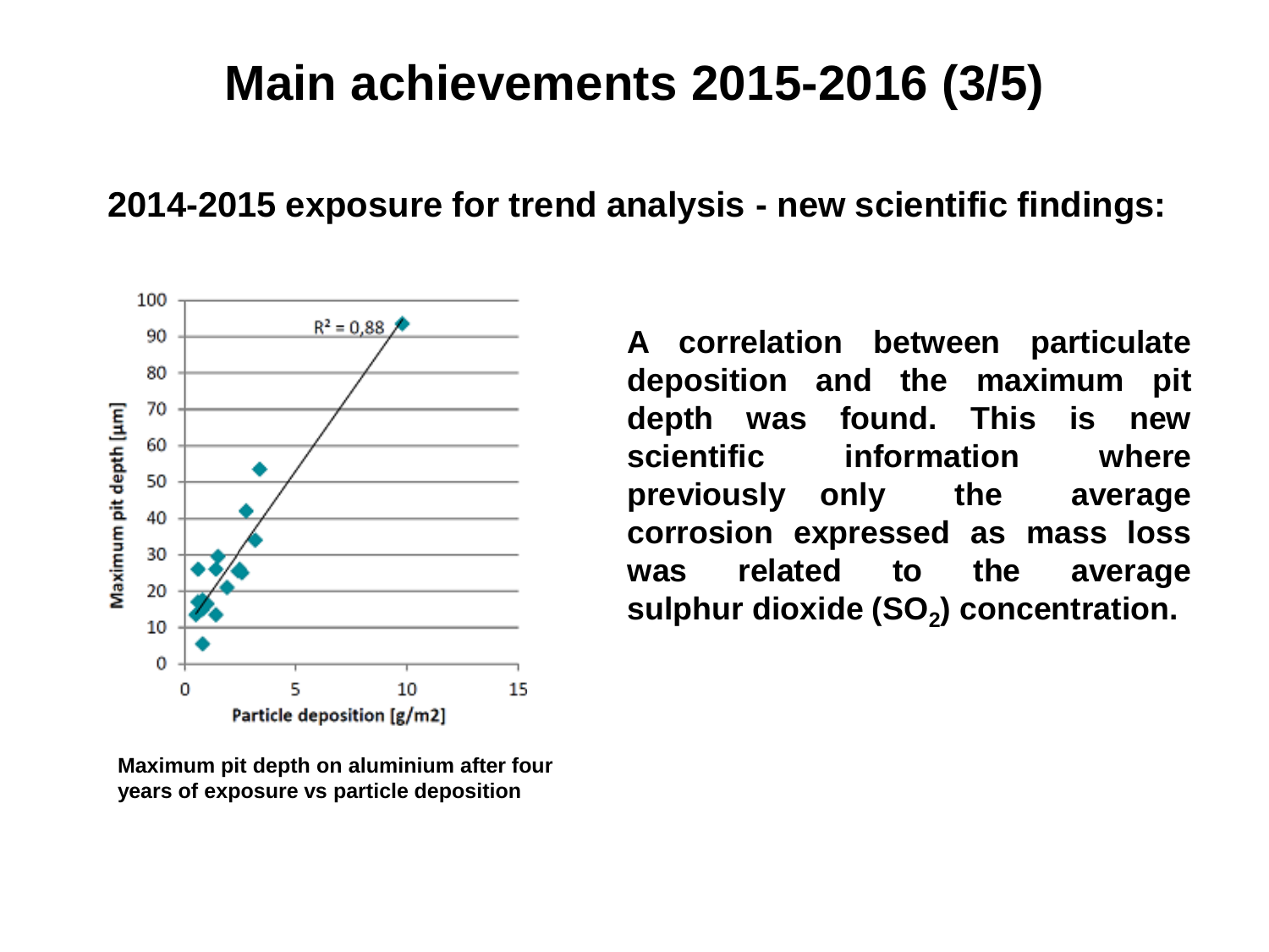# Main achievements 2015-2016 (3/5)

## 2014-2015 exposure for trend analysis - new scientific findings:

**A correlation between particulate deposition and the maximum pit depth was found. This is new scientific information where previously only the average corrosion expressed as mass loss was related to the average sulphur dioxide ($SO_2$) concentration.**

**Maximum pit depth on aluminium after four years of exposure vs particle deposition**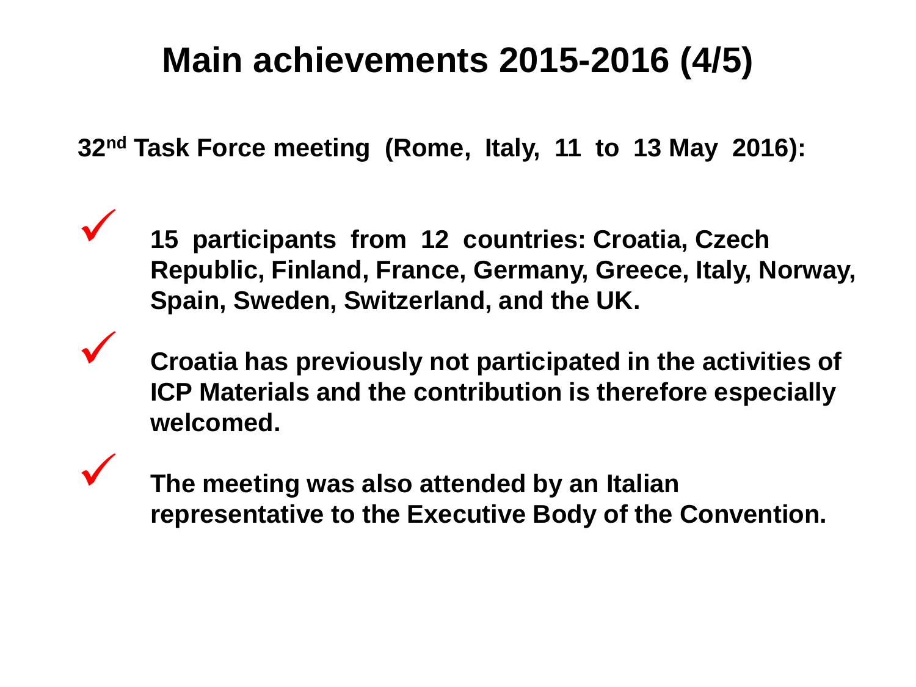# Main achievements 2015-2016 (4/5)

**32nd Task Force meeting (Rome, Italy, 11 to 13 May 2016):**

- **15 participants from 12 countries: Croatia, Czech Republic, Finland, France, Germany, Greece, Italy, Norway, Spain, Sweden, Switzerland, and the UK.**
- **Croatia has previously not participated in the activities of ICP Materials and the contribution is therefore especially welcomed.**
- **The meeting was also attended by an Italian representative to the Executive Body of the Convention.**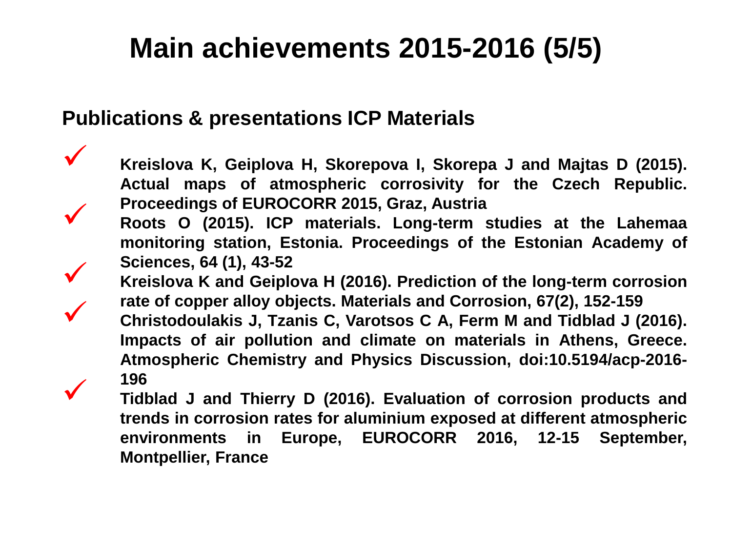# Main achievements 2015-2016 (5/5)

## Publications & presentations ICP Materials

- ✓ **Kreislova K, Geiplova H, Skorepova I, Skorepa J and Majtas D (2015). Actual maps of atmospheric corrosivity for the Czech Republic. Proceedings of EUROCORR 2015, Graz, Austria**
- ✓ **Roots O (2015). ICP materials. Long-term studies at the Lahemaa monitoring station, Estonia. Proceedings of the Estonian Academy of Sciences, 64 (1), 43-52**
- ✓ **Kreislova K and Geiplova H (2016). Prediction of the long-term corrosion rate of copper alloy objects. Materials and Corrosion, 67(2), 152-159**
- ✓ **Christodoulakis J, Tzanis C, Varotsos C A, Ferm M and Tidblad J (2016). Impacts of air pollution and climate on materials in Athens, Greece. Atmospheric Chemistry and Physics Discussion, doi:10.5194/acp-2016-196**
- ✓ **Tidblad J and Thierry D (2016). Evaluation of corrosion products and trends in corrosion rates for aluminium exposed at different atmospheric environments in Europe, EUROCORR 2016, 12-15 September, Montpellier, France**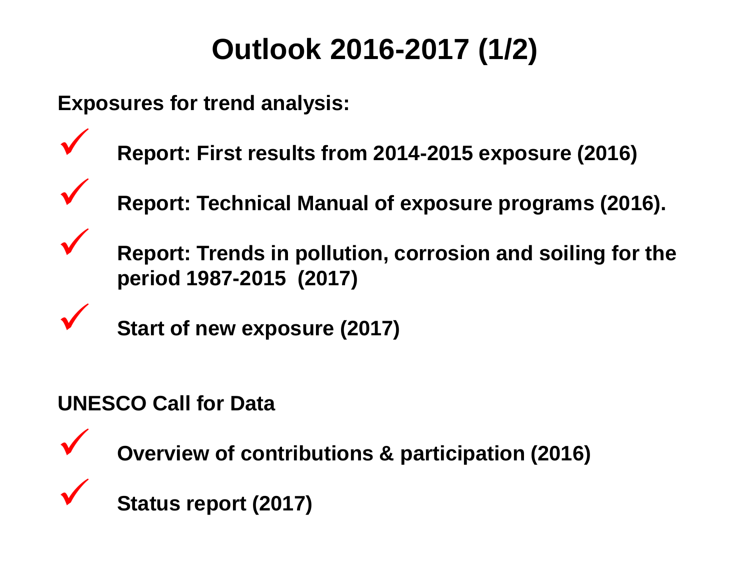# Outlook 2016-2017 (1/2)

**Exposures for trend analysis:**

- ✓ **Report: First results from 2014-2015 exposure (2016)**
- ✓ **Report: Technical Manual of exposure programs (2016).**
- ✓ **Report: Trends in pollution, corrosion and soiling for the period 1987-2015 (2017)**
- ✓ **Start of new exposure (2017)**

**UNESCO Call for Data**

- ✓ **Overview of contributions & participation (2016)**
- ✓ **Status report (2017)**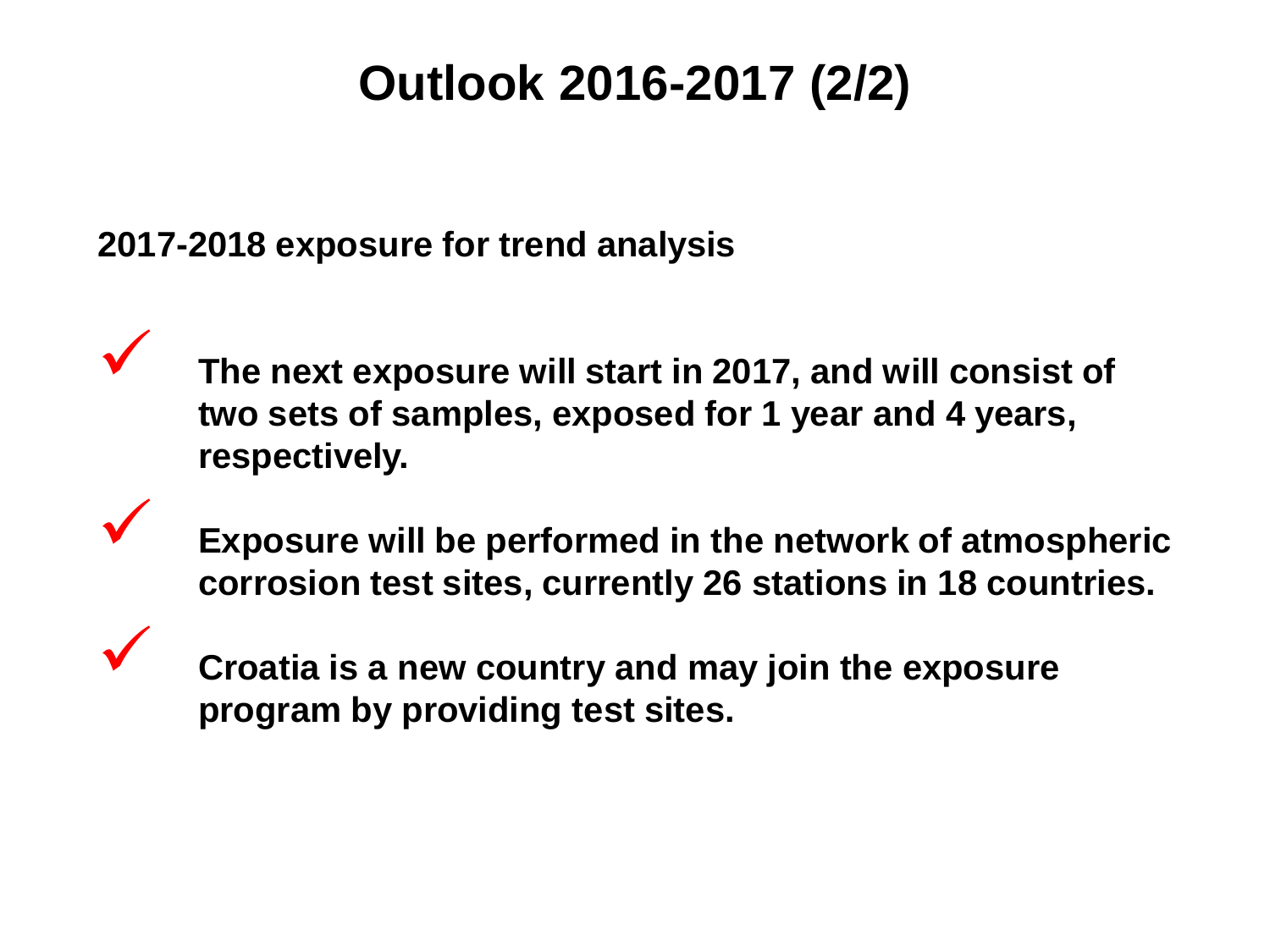# Outlook 2016-2017 (2/2)

**2017-2018 exposure for trend analysis**

- ✓ **The next exposure will start in 2017, and will consist of two sets of samples, exposed for 1 year and 4 years, respectively.**
- ✓ **Exposure will be performed in the network of atmospheric corrosion test sites, currently 26 stations in 18 countries.**
- ✓ **Croatia is a new country and may join the exposure program by providing test sites.**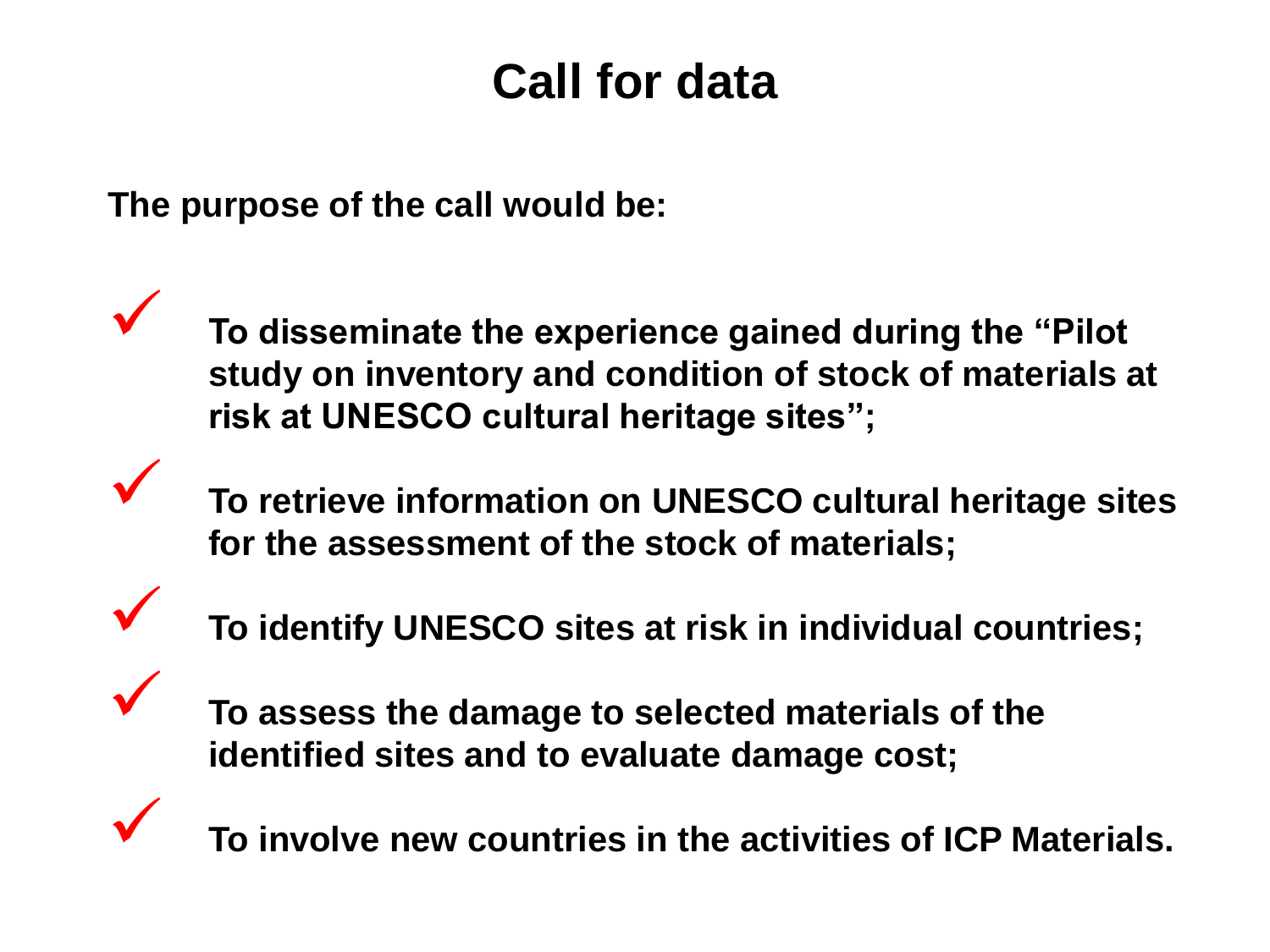# Call for data

**The purpose of the call would be:**

- **To disseminate the experience gained during the "Pilot study on inventory and condition of stock of materials at risk at UNESCO cultural heritage sites";**
- **To retrieve information on UNESCO cultural heritage sites for the assessment of the stock of materials;**
- **To identify UNESCO sites at risk in individual countries;**
- **To assess the damage to selected materials of the identified sites and to evaluate damage cost;**
- **To involve new countries in the activities of ICP Materials.**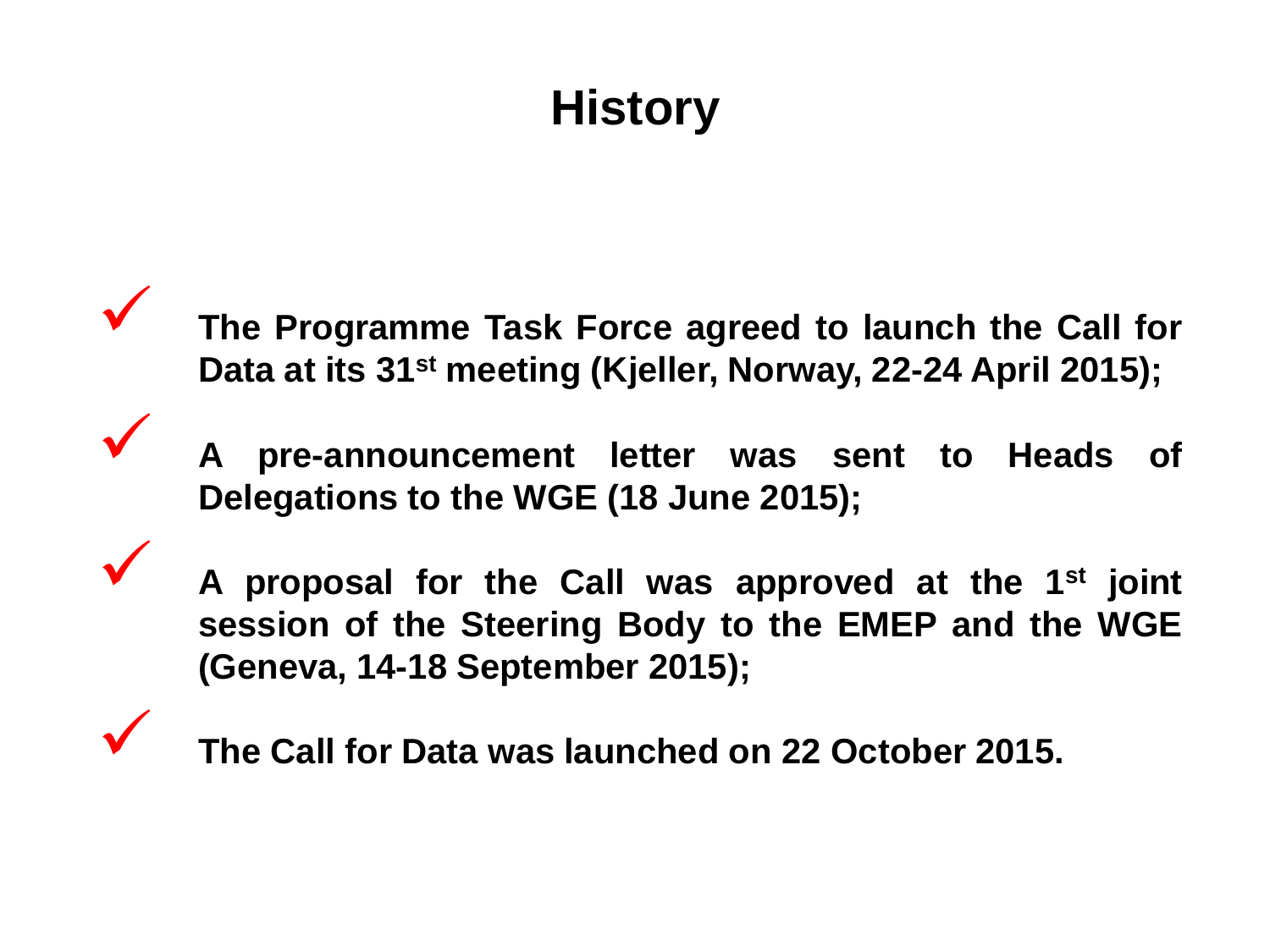# History

- **The Programme Task Force agreed to launch the Call for Data at its 31st meeting (Kjeller, Norway, 22-24 April 2015);**
- **A pre-announcement letter was sent to Heads of Delegations to the WGE (18 June 2015);**
- **A proposal for the Call was approved at the 1st joint session of the Steering Body to the EMEP and the WGE (Geneva, 14-18 September 2015);**
- **The Call for Data was launched on 22 October 2015.**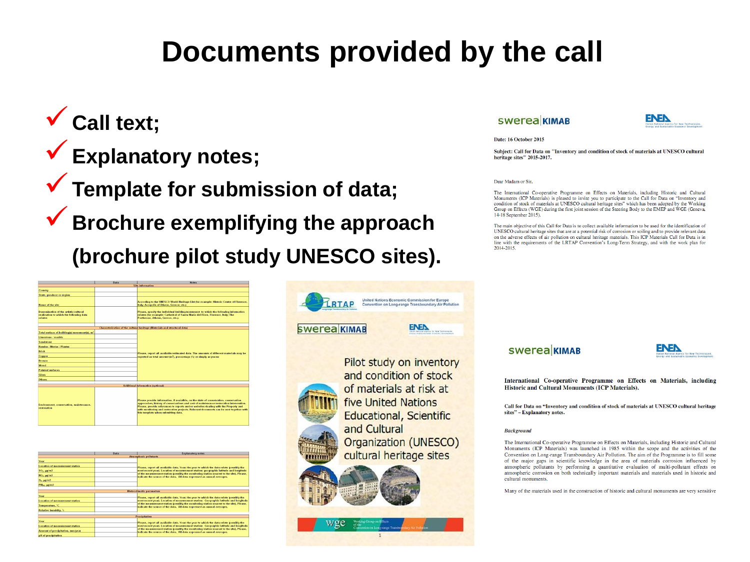# Documents provided by the call

- ✓ **Call text;**
- ✓ **Explanatory notes;**
- ✓ **Template for submission of data;**
- ✓ **Brochure exemplifying the approach (brochure pilot study UNESCO sites).**

swerea|KIMAB

ENEA Italian National Agency for New Technologies, Energy and Sustainable Economic Development

Date: 16 October 2015

Subject: Call for Data on "Inventory and condition of stock of materials at UNESCO cultural heritage sites" 2015-2017.

Dear Madam or Sir,

The International Co-operative Programme on Effects on Materials, including Historic and Cultural Monuments (ICP Materials) is pleased to invite you to participate to the Call for Data on "Inventory and condition of stock of materials at UNESCO cultural heritage sites" which has been adopted by the Working Group on Effects (WGE) during the first joint session of the Steering Body to the EMEP and WGE (Geneva, 14-18 September 2015).

The main objective of this Call for Data is to collect available information to be used for the identification of UNESCO cultural heritage sites that are at a potential risk of corrosion or soiling and to provide relevant data on the adverse effects of air pollution on cultural heritage materials. This ICP Materials Call for Data is in line with the requirements of the LRTAP Convention's Long-Term Strategy, and with the work plan for 2014-2015.

| | Data | Notes |
|---|---|---|
| Site information | | |
| Country | | |
| State, province or region | | |
| Name of the site | | According to the UNESCO World Heritage List (for example: Historic Centre of Florence, Italy; Acropolis of Athens, Greece; etc.) |
| Denomination of the artistic/cultural realization to which the following data relates | | Please, specify the individual building/monument to which the following information relates (for example: Cathedral of Santa Maria del Fiore, Florence, Italy; The Parthenon, Athens, Greece, etc.) |
| Characterization of the cultural heritage (Materials and structural data) | | |
| Total surface of building(s)/monument(s), m² | | |
| Limestone / marble | | Please, report all available estimated data. The amounts of different materials may be reported as total amount (m²), percentage (%) or simply as yes/no |
| Sandstone | | |
| Render / Mortar / Plaster | | |
| Brick | | |
| Copper | | |
| Bronze | | |
| Wood | | |
| Painted surfaces | | |
| Glass | | |
| Others | | |
| Additional information (optional) | | |
| Environment, conservation, maintenance, restoration | | Please provide information, if available, on the state of conservation, conservation approaches, history of conservations and cost of maintenance/restoration intervention. Please, provide references to reports and/or websites dealing with the Property and with monitoring and restoration projects. Relevant documents can be sent together with this template when submitting data. |

| | Data | Explanatory notes |
|---|---|---|
| Atmospheric pollutants | | |
| Year | | Please, report all available data. Year: the year to which the data relate (possibly the most recent year). Location of measurement station: geographic latitude and longitude of the measurement station (possibly the monitoring station nearest to the site). Please, indicate the source of the data. All data expressed as annual averages. |
| Location of measurement station | | |
| $SO_2$, µg/m3 | | |
| $NO_2$, µg/m3 | | |
| $O_3$, µg/m3 | | |
| $PM_{10}$, µg/m3 | | |
| Meteoclimatic parameters | | |
| Year | | Please, report all available data. Year: the year to which the data relate (possibly the most recent year). Location of measurement station: Geographic latitude and longitude of the measurement station (possibly the monitoring station nearest to the site). Please, indicate the source of the data. All data expressed as annual averages. |
| Location of measurement station | | |
| Temperature, °C | | |
| Relative humidity, % | | |
| Precipitation | | |
| Year | | Please, report all available data. Year: the year to which the data relate (possibly the most recent year). Location of measurement station: Geographic latitude and longitude of the measurement station (possibly the monitoring station nearest to the site). Please, indicate the source of the data. All data expressed as annual averages. |
| Location of measurement station | | |
| Amount of precipitation, mm/year | | |
| pH of precipitation | | |

LRTAP United Nations Economic Commission for Europe Convention on Long-range Transboundary Air Pollution

swerea|KIMAB

ENEA

Pilot study on inventory and condition of stock of materials at risk at five United Nations Educational, Scientific and Cultural Organization (UNESCO) cultural heritage sites

wge Working Group on Effects of the Convention on Long-range Transboundary Air Pollution

swerea|KIMAB

ENEA Italian National Agency for New Technologies, Energy and Sustainable Economic Development

**International Co-operative Programme on Effects on Materials, including Historic and Cultural Monuments (ICP Materials).**

**Call for Data on "Inventory and condition of stock of materials at UNESCO cultural heritage sites" – Explanatory notes.**

*Background*

The International Co-operative Programme on Effects on Materials, including Historic and Cultural Monuments (ICP Materials) was launched in 1985 within the scope and the activities of the Convention on Long-range Transboundary Air Pollution. The aim of the Programme is to fill some of the major gaps in scientific knowledge in the area of materials corrosion influenced by atmospheric pollutants by performing a quantitative evaluation of multi-pollutant effects on atmospheric corrosion on both technically important materials and materials used in historic and cultural monuments.

Many of the materials used in the construction of historic and cultural monuments are very sensitive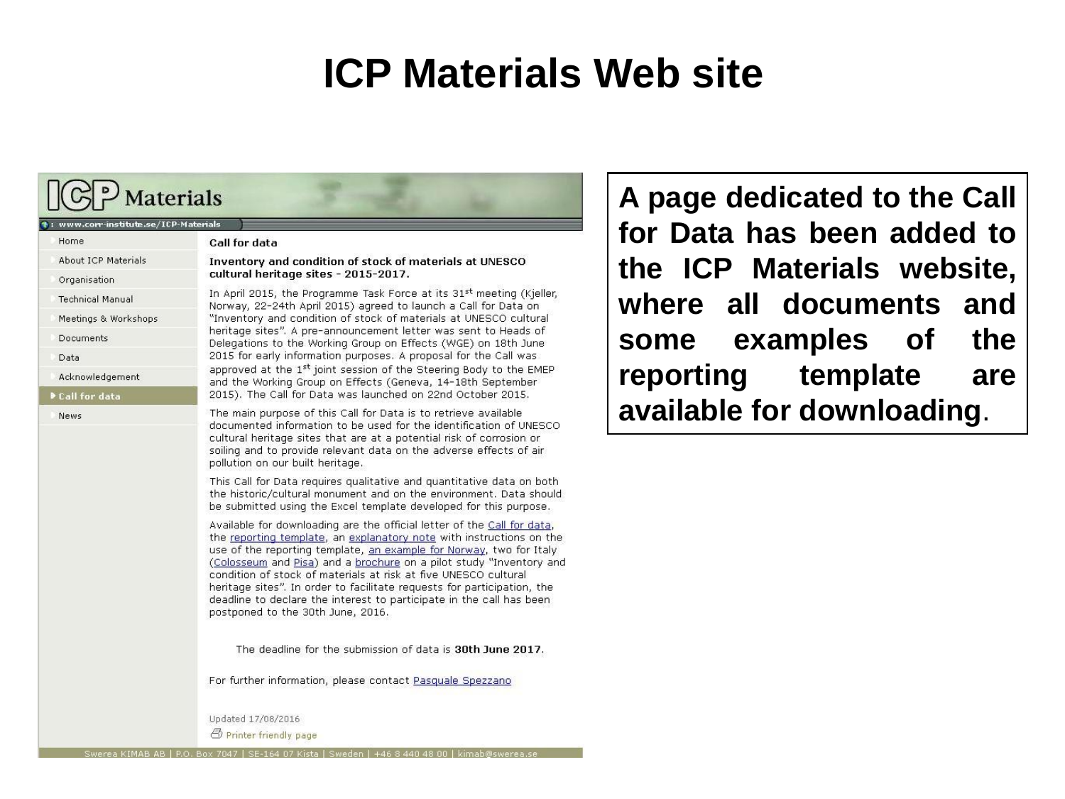# ICP Materials Web site

ICP Materials

www.corr-institute.se/ICP-Materials

- Home
- About ICP Materials
- Organisation
- Technical Manual
- Meetings & Workshops
- Documents
- Data
- Acknowledgement
- Call for data
- News

Call for data

**Inventory and condition of stock of materials at UNESCO cultural heritage sites - 2015-2017.**

In April 2015, the Programme Task Force at its 31st meeting (Kjeller, Norway, 22-24th April 2015) agreed to launch a Call for Data on "Inventory and condition of stock of materials at UNESCO cultural heritage sites". A pre-announcement letter was sent to Heads of Delegations to the Working Group on Effects (WGE) on 18th June 2015 for early information purposes. A proposal for the Call was approved at the 1st joint session of the Steering Body to the EMEP and the Working Group on Effects (Geneva, 14-18th September 2015). The Call for Data was launched on 22nd October 2015.

The main purpose of this Call for Data is to retrieve available documented information to be used for the identification of UNESCO cultural heritage sites that are at a potential risk of corrosion or soiling and to provide relevant data on the adverse effects of air pollution on our built heritage.

This Call for Data requires qualitative and quantitative data on both the historic/cultural monument and on the environment. Data should be submitted using the Excel template developed for this purpose.

Available for downloading are the official letter of the Call for data, the reporting template, an explanatory note with instructions on the use of the reporting template, an example for Norway, two for Italy (Colosseum and Pisa) and a brochure on a pilot study "Inventory and condition of stock of materials at risk at five UNESCO cultural heritage sites". In order to facilitate requests for participation, the deadline to declare the interest to participate in the call has been postponed to the 30th June, 2016.

The deadline for the submission of data is **30th June 2017**.

For further information, please contact Pasquale Spezzano

Updated 17/08/2016

Printer friendly page

Swerea KIMAB AB | P.O. Box 7047 | SE-164 07 Kista | Sweden | +46 8 440 48 00 | kimab@swerea.se

**A page dedicated to the Call for Data has been added to the ICP Materials website, where all documents and some examples of the reporting template are available for downloading**.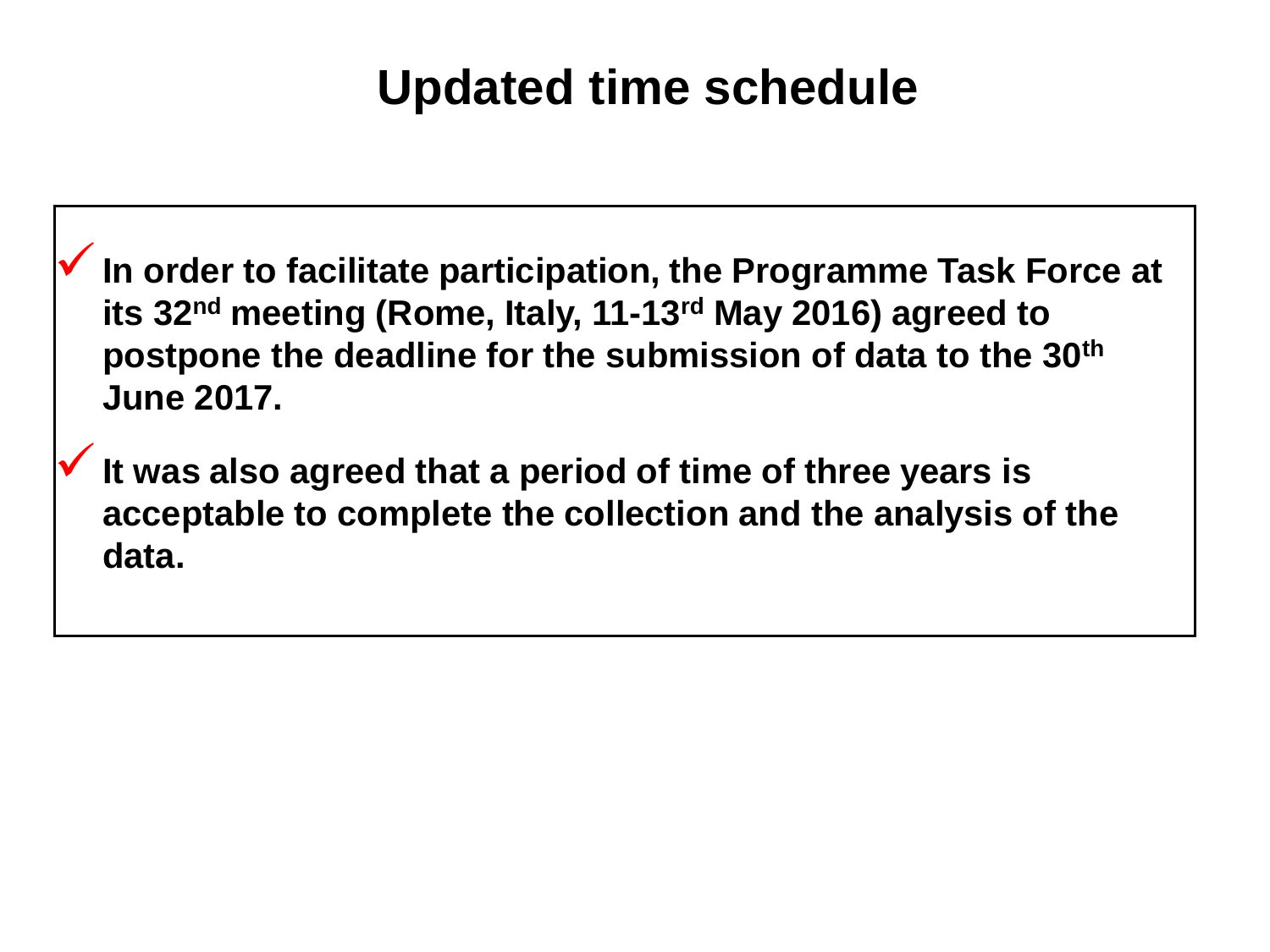# Updated time schedule

- ✓ In order to facilitate participation, the Programme Task Force at its 32nd meeting (Rome, Italy, 11-13rd May 2016) agreed to postpone the deadline for the submission of data to the 30th June 2017.
- ✓ It was also agreed that a period of time of three years is acceptable to complete the collection and the analysis of the data.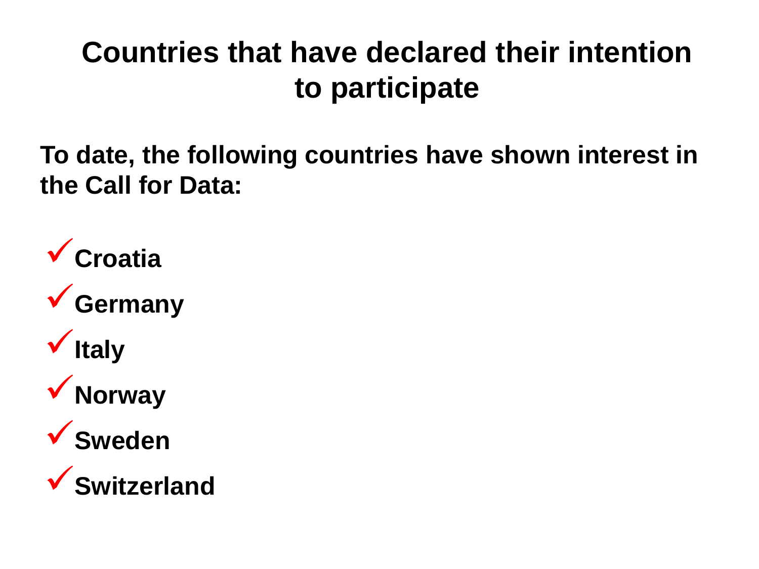# Countries that have declared their intention to participate

**To date, the following countries have shown interest in the Call for Data:**

- ✓ **Croatia**
- ✓ **Germany**
- ✓ **Italy**
- ✓ **Norway**
- ✓ **Sweden**
- ✓ **Switzerland**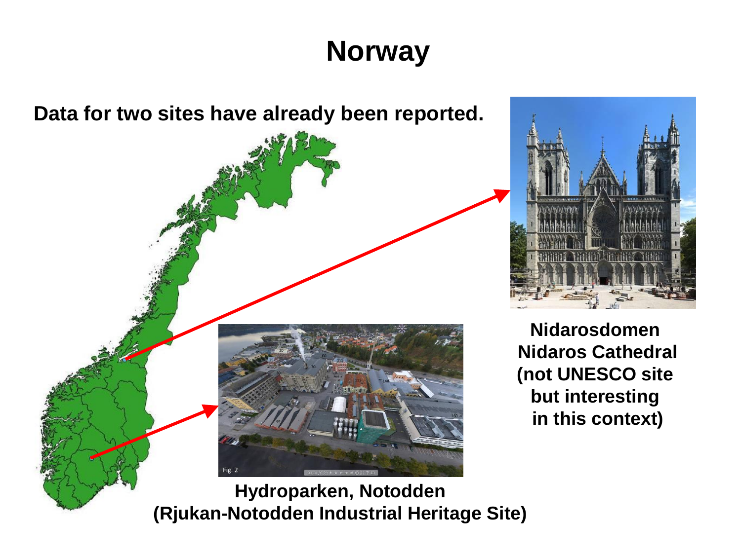# Norway

**Data for two sites have already been reported.**

**Nidarosdomen**
**Nidaros Cathedral**
**(not UNESCO site but interesting in this context)**

**Hydroparken, Notodden**
**(Rjukan-Notodden Industrial Heritage Site)**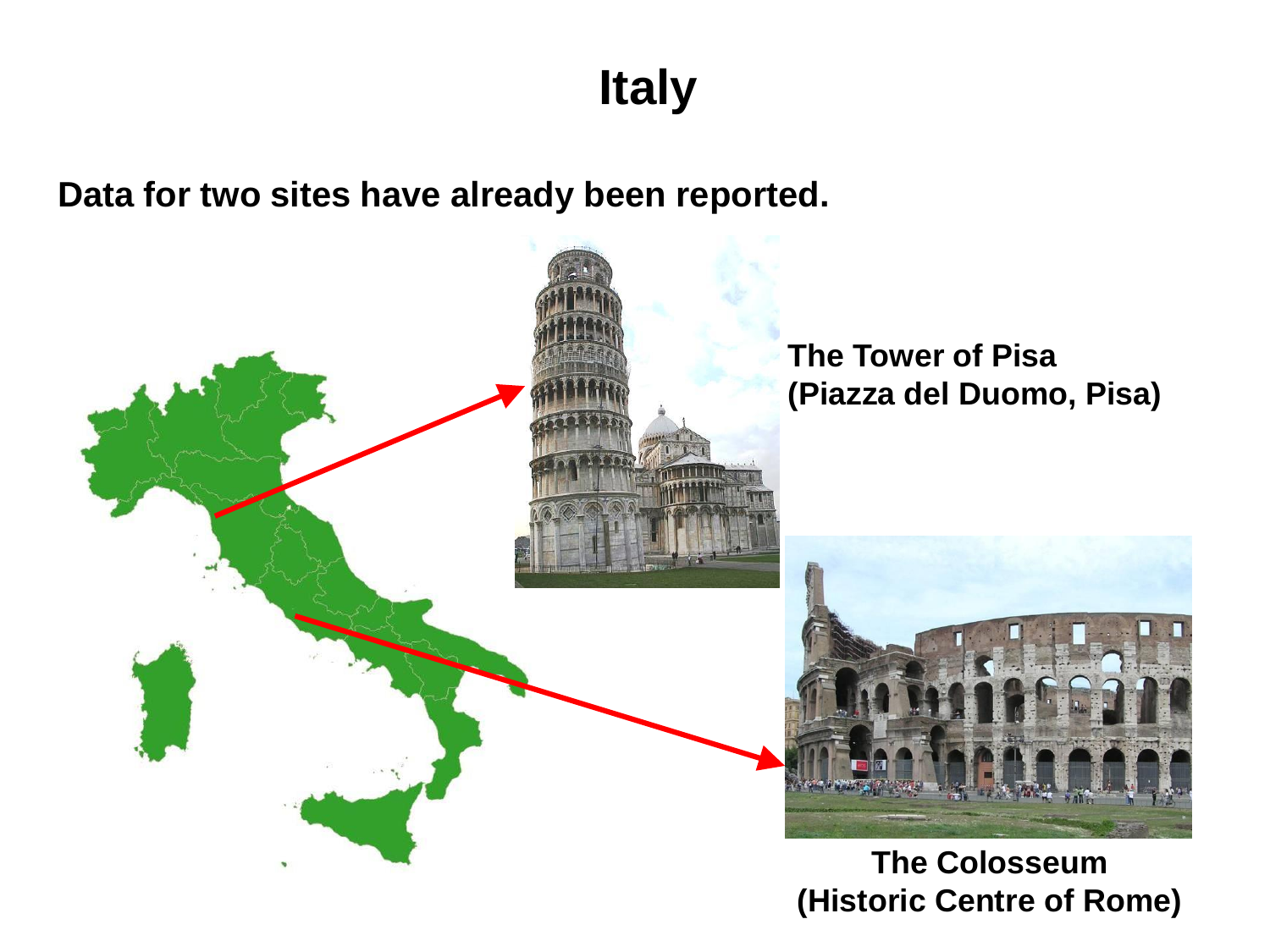# Italy

**Data for two sites have already been reported.**

**The Tower of Pisa (Piazza del Duomo, Pisa)**

**The Colosseum (Historic Centre of Rome)**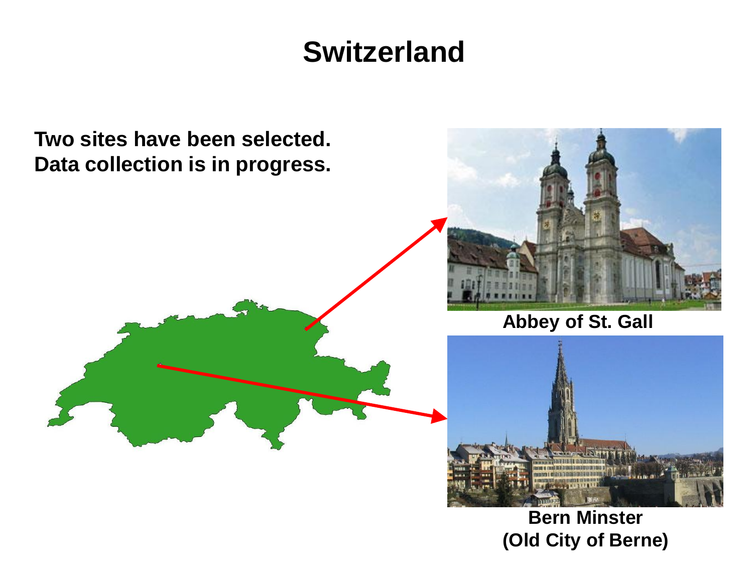# Switzerland

**Two sites have been selected. Data collection is in progress.**

**Abbey of St. Gall**

**Bern Minster (Old City of Berne)**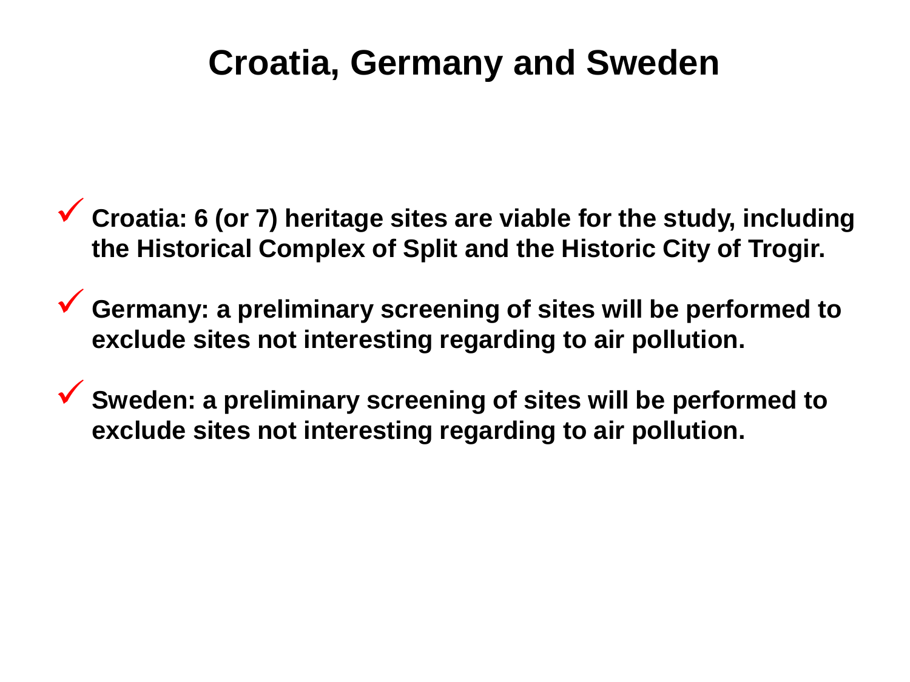# Croatia, Germany and Sweden

- **Croatia: 6 (or 7) heritage sites are viable for the study, including the Historical Complex of Split and the Historic City of Trogir.**
- **Germany: a preliminary screening of sites will be performed to exclude sites not interesting regarding to air pollution.**
- **Sweden: a preliminary screening of sites will be performed to exclude sites not interesting regarding to air pollution.**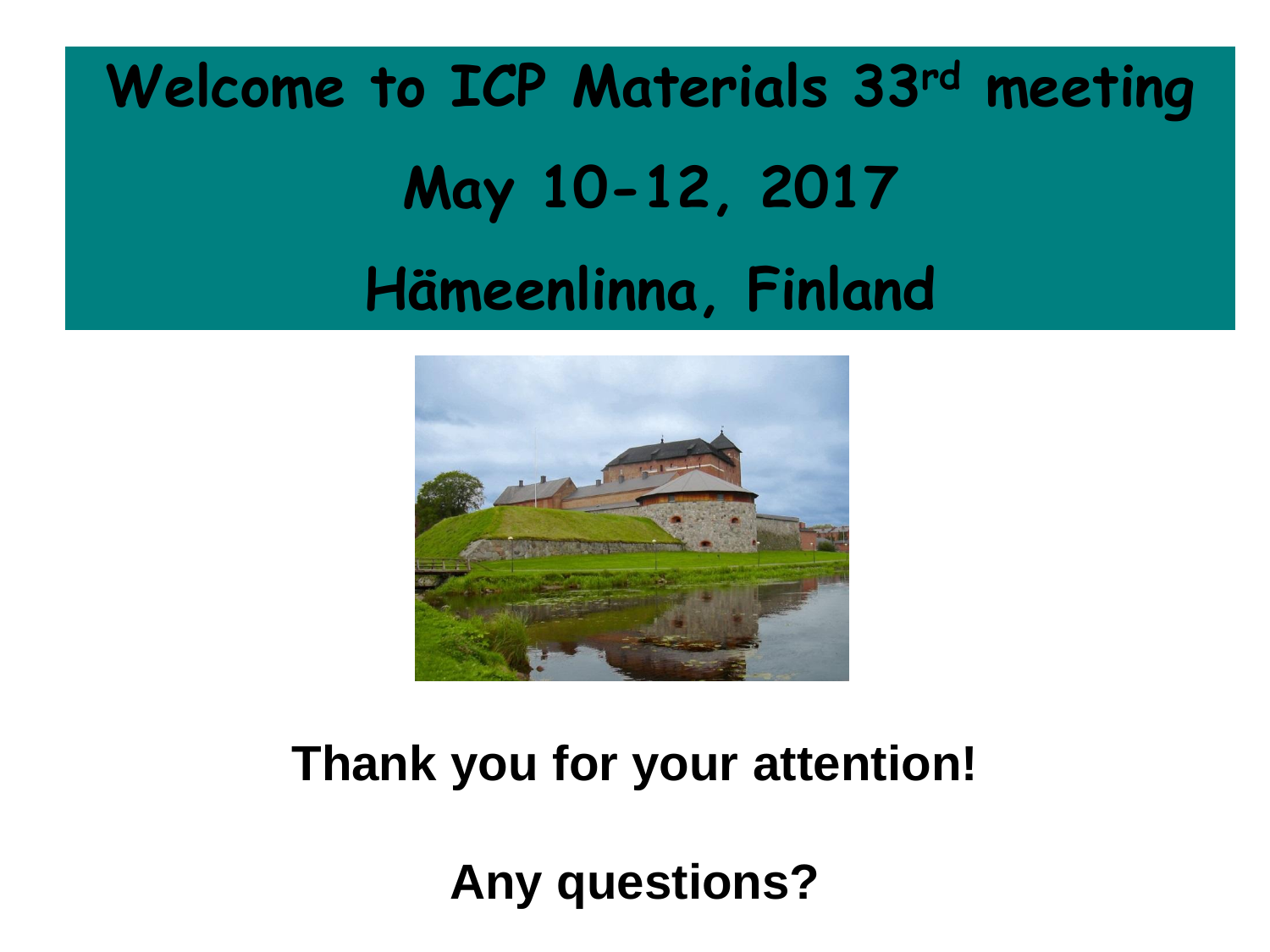# Welcome to ICP Materials 33rd meeting

# May 10-12, 2017

# Hämeenlinna, Finland

**Thank you for your attention!**

**Any questions?**